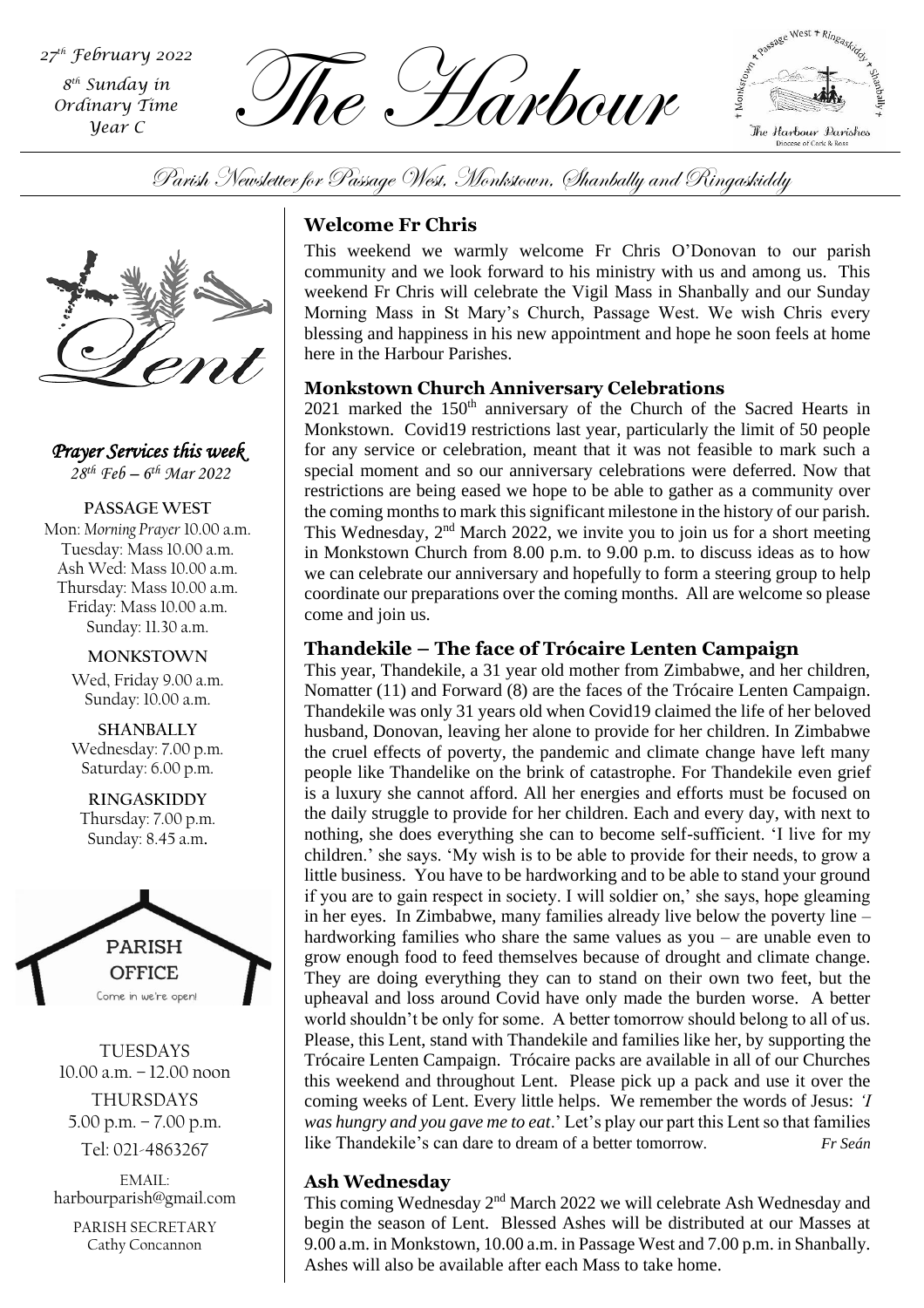*27th February 2022*

*8th Sunday in Ordinary Time Year C*

# The Harbour

Parish Newsletter for Passage West, Monkstown, Shanbally and Ringaskiddy

*Lent*

***Prayer Services this week***

*28th Feb – 6th Mar 2022*

**PASSAGE WEST**

Mon: *Morning Prayer* 10.00 a.m.
Tuesday: Mass 10.00 a.m.
Ash Wed: Mass 10.00 a.m.
Thursday: Mass 10.00 a.m.
Friday: Mass 10.00 a.m.
Sunday: 11.30 a.m.

**MONKSTOWN**

Wed, Friday 9.00 a.m.
Sunday: 10.00 a.m.

**SHANBALLY**

Wednesday: 7.00 p.m.
Saturday: 6.00 p.m.

**RINGASKIDDY**

Thursday: 7.00 p.m.
Sunday: 8.45 a.m.

**PARISH OFFICE**

Come in we're open!

TUESDAYS
10.00 a.m. – 12.00 noon

THURSDAYS
5.00 p.m. – 7.00 p.m.

Tel: 021-4863267

EMAIL:
harbourparish@gmail.com

PARISH SECRETARY
Cathy Concannon

## Welcome Fr Chris

This weekend we warmly welcome Fr Chris O'Donovan to our parish community and we look forward to his ministry with us and among us. This weekend Fr Chris will celebrate the Vigil Mass in Shanbally and our Sunday Morning Mass in St Mary's Church, Passage West. We wish Chris every blessing and happiness in his new appointment and hope he soon feels at home here in the Harbour Parishes.

### Monkstown Church Anniversary Celebrations

2021 marked the 150th anniversary of the Church of the Sacred Hearts in Monkstown. Covid19 restrictions last year, particularly the limit of 50 people for any service or celebration, meant that it was not feasible to mark such a special moment and so our anniversary celebrations were deferred. Now that restrictions are being eased we hope to be able to gather as a community over the coming months to mark this significant milestone in the history of our parish. This Wednesday, 2nd March 2022, we invite you to join us for a short meeting in Monkstown Church from 8.00 p.m. to 9.00 p.m. to discuss ideas as to how we can celebrate our anniversary and hopefully to form a steering group to help coordinate our preparations over the coming months. All are welcome so please come and join us.

## Thandekile – The face of Trócaire Lenten Campaign

This year, Thandekile, a 31 year old mother from Zimbabwe, and her children, Nomatter (11) and Forward (8) are the faces of the Trócaire Lenten Campaign. Thandekile was only 31 years old when Covid19 claimed the life of her beloved husband, Donovan, leaving her alone to provide for her children. In Zimbabwe the cruel effects of poverty, the pandemic and climate change have left many people like Thandelike on the brink of catastrophe. For Thandekile even grief is a luxury she cannot afford. All her energies and efforts must be focused on the daily struggle to provide for her children. Each and every day, with next to nothing, she does everything she can to become self-sufficient. 'I live for my children.' she says. 'My wish is to be able to provide for their needs, to grow a little business. You have to be hardworking and to be able to stand your ground if you are to gain respect in society. I will soldier on,' she says, hope gleaming in her eyes. In Zimbabwe, many families already live below the poverty line – hardworking families who share the same values as you – are unable even to grow enough food to feed themselves because of drought and climate change. They are doing everything they can to stand on their own two feet, but the upheaval and loss around Covid have only made the burden worse. A better world shouldn't be only for some. A better tomorrow should belong to all of us. Please, this Lent, stand with Thandekile and families like her, by supporting the Trócaire Lenten Campaign. Trócaire packs are available in all of our Churches this weekend and throughout Lent. Please pick up a pack and use it over the coming weeks of Lent. Every little helps. We remember the words of Jesus: *'I was hungry and you gave me to eat*.' Let's play our part this Lent so that families like Thandekile's can dare to dream of a better tomorrow. *Fr Seán*

### Ash Wednesday

This coming Wednesday 2nd March 2022 we will celebrate Ash Wednesday and begin the season of Lent. Blessed Ashes will be distributed at our Masses at 9.00 a.m. in Monkstown, 10.00 a.m. in Passage West and 7.00 p.m. in Shanbally. Ashes will also be available after each Mass to take home.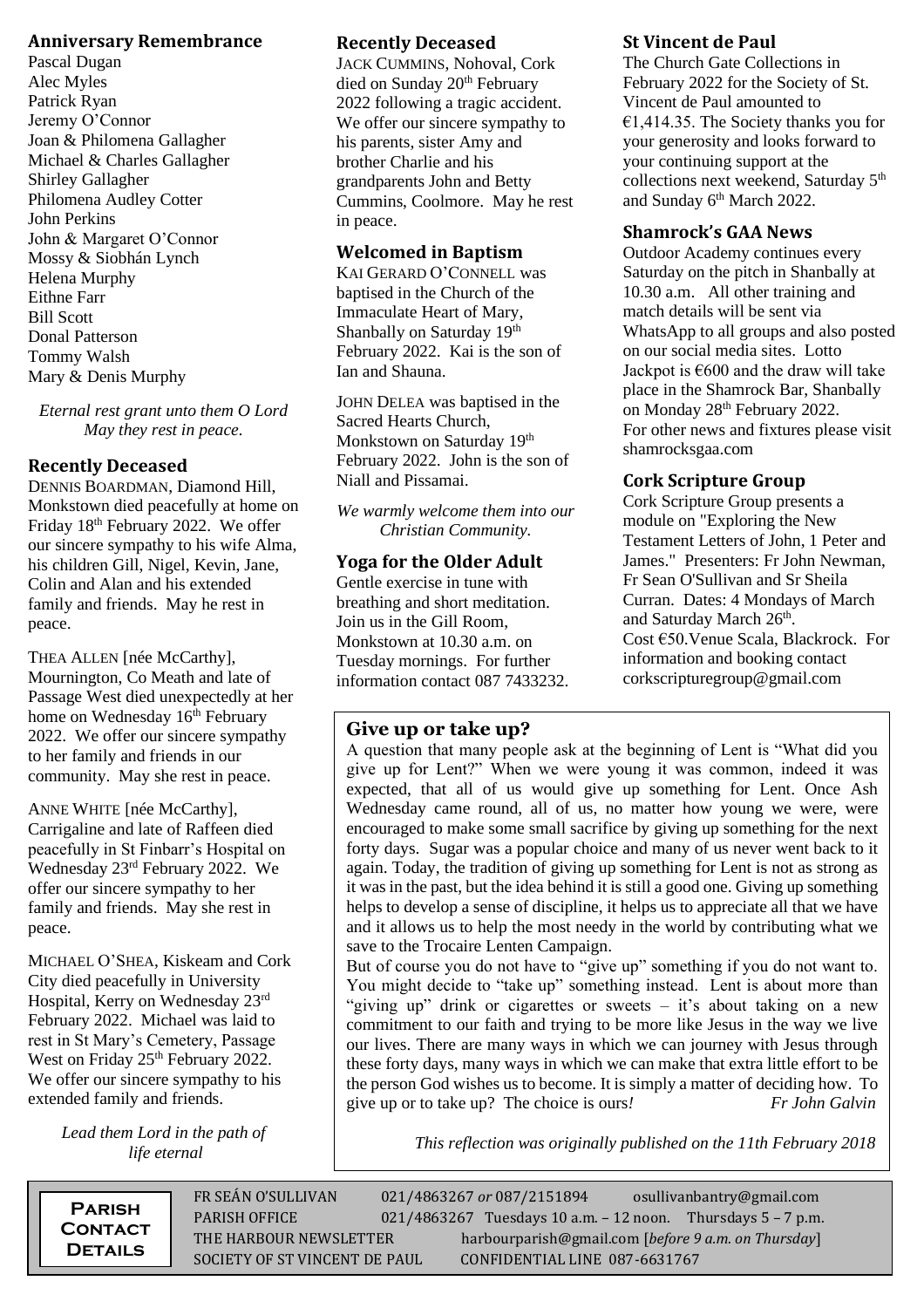## Anniversary Remembrance

Pascal Dugan
Alec Myles
Patrick Ryan
Jeremy O'Connor
Joan & Philomena Gallagher
Michael & Charles Gallagher
Shirley Gallagher
Philomena Audley Cotter
John Perkins
John & Margaret O'Connor
Mossy & Siobhán Lynch
Helena Murphy
Eithne Farr
Bill Scott
Donal Patterson
Tommy Walsh
Mary & Denis Murphy

*Eternal rest grant unto them O Lord May they rest in peace.*

## Recently Deceased

DENNIS BOARDMAN, Diamond Hill, Monkstown died peacefully at home on Friday 18th February 2022. We offer our sincere sympathy to his wife Alma, his children Gill, Nigel, Kevin, Jane, Colin and Alan and his extended family and friends. May he rest in peace.

THEA ALLEN [née McCarthy], Mournington, Co Meath and late of Passage West died unexpectedly at her home on Wednesday 16th February 2022. We offer our sincere sympathy to her family and friends in our community. May she rest in peace.

ANNE WHITE [née McCarthy], Carrigaline and late of Raffeen died peacefully in St Finbarr's Hospital on Wednesday 23rd February 2022. We offer our sincere sympathy to her family and friends. May she rest in peace.

MICHAEL O'SHEA, Kiskeam and Cork City died peacefully in University Hospital, Kerry on Wednesday 23rd February 2022. Michael was laid to rest in St Mary's Cemetery, Passage West on Friday 25th February 2022. We offer our sincere sympathy to his extended family and friends.

*Lead them Lord in the path of life eternal*

## Recently Deceased

JACK CUMMINS, Nohoval, Cork died on Sunday 20th February 2022 following a tragic accident. We offer our sincere sympathy to his parents, sister Amy and brother Charlie and his grandparents John and Betty Cummins, Coolmore. May he rest in peace.

## Welcomed in Baptism

KAI GERARD O'CONNELL was baptised in the Church of the Immaculate Heart of Mary, Shanbally on Saturday 19th February 2022. Kai is the son of Ian and Shauna.

JOHN DELEA was baptised in the Sacred Hearts Church, Monkstown on Saturday 19th February 2022. John is the son of Niall and Pissamai.

*We warmly welcome them into our Christian Community.*

## Yoga for the Older Adult

Gentle exercise in tune with breathing and short meditation. Join us in the Gill Room, Monkstown at 10.30 a.m. on Tuesday mornings. For further information contact 087 7433232.

## St Vincent de Paul

The Church Gate Collections in February 2022 for the Society of St. Vincent de Paul amounted to €1,414.35. The Society thanks you for your generosity and looks forward to your continuing support at the collections next weekend, Saturday 5th and Sunday 6th March 2022.

## Shamrock's GAA News

Outdoor Academy continues every Saturday on the pitch in Shanbally at 10.30 a.m. All other training and match details will be sent via WhatsApp to all groups and also posted on our social media sites. Lotto Jackpot is €600 and the draw will take place in the Shamrock Bar, Shanbally on Monday 28th February 2022.
For other news and fixtures please visit shamrocksgaa.com

## Cork Scripture Group

Cork Scripture Group presents a module on "Exploring the New Testament Letters of John, 1 Peter and James." Presenters: Fr John Newman, Fr Sean O'Sullivan and Sr Sheila Curran. Dates: 4 Mondays of March and Saturday March 26th.
Cost €50.Venue Scala, Blackrock. For information and booking contact corkscripturegroup@gmail.com

## Give up or take up?

A question that many people ask at the beginning of Lent is "What did you give up for Lent?" When we were young it was common, indeed it was expected, that all of us would give up something for Lent. Once Ash Wednesday came round, all of us, no matter how young we were, were encouraged to make some small sacrifice by giving up something for the next forty days. Sugar was a popular choice and many of us never went back to it again. Today, the tradition of giving up something for Lent is not as strong as it was in the past, but the idea behind it is still a good one. Giving up something helps to develop a sense of discipline, it helps us to appreciate all that we have and it allows us to help the most needy in the world by contributing what we save to the Trocaire Lenten Campaign.

But of course you do not have to "give up" something if you do not want to. You might decide to "take up" something instead. Lent is about more than "giving up" drink or cigarettes or sweets – it's about taking on a new commitment to our faith and trying to be more like Jesus in the way we live our lives. There are many ways in which we can journey with Jesus through these forty days, many ways in which we can make that extra little effort to be the person God wishes us to become. It is simply a matter of deciding how. To give up or to take up? The choice is ours*!* *Fr John Galvin*

*This reflection was originally published on the 11th February 2018*

**Parish Contact Details**

FR SEÁN O'SULLIVAN 021/4863267 *or* 087/2151894 osullivanbantry@gmail.com
PARISH OFFICE 021/4863267 Tuesdays 10 a.m. – 12 noon. Thursdays 5 – 7 p.m.
THE HARBOUR NEWSLETTER harbourparish@gmail.com [*before 9 a.m. on Thursday*]
SOCIETY OF ST VINCENT DE PAUL CONFIDENTIAL LINE 087-6631767